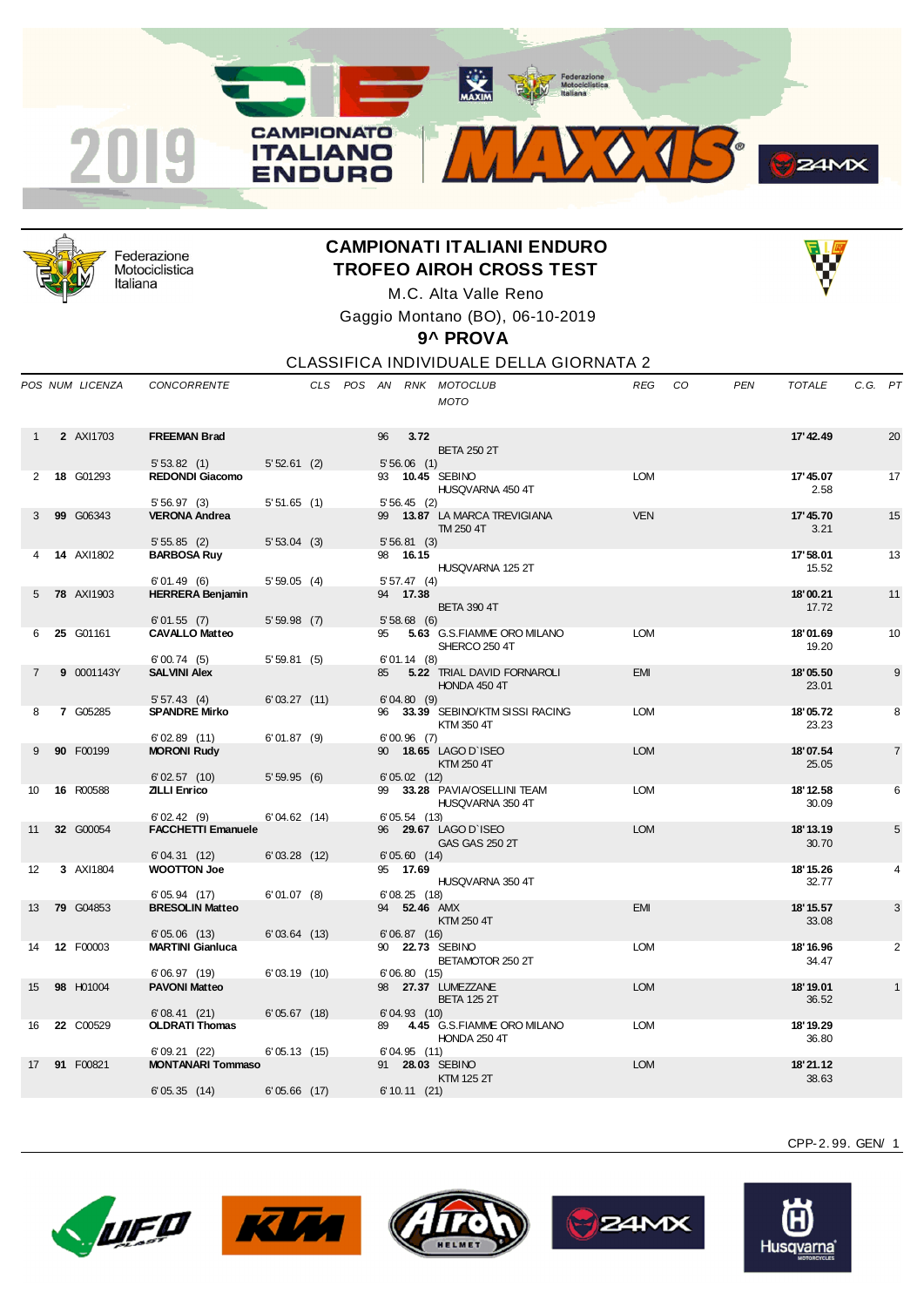# CAMPIONATI ITALIANI ENDURO
## TROFEO AIROH CROSS TEST

M.C. Alta Valle Reno

Gaggio Montano (BO), 06-10-2019

### 9^ PROVA

CLASSIFICA INDIVIDUALE DELLA GIORNATA 2

| POS | NUM | LICENZA | CONCORRENTE | CLS | POS | AN | RNK | MOTOCLUB / MOTO | REG | CO | PEN | TOTALE | C.G. | PT |
|---|---|---|---|---|---|---|---|---|---|---|---|---|---|---|
| 1 | **2** | AXI1703 | **FREEMAN Brad** 5'53.82 (1) 5'52.61 (2) 5'56.06 (1) | | | 96 | **3.72** | BETA 250 2T | | | | **17'42.49** | | 20 |
| 2 | **18** | G01293 | **REDONDI Giacomo** 5'56.97 (3) 5'51.65 (1) 5'56.45 (2) | | | 93 | **10.45** | SEBINO HUSQVARNA 450 4T | LOM | | | **17'45.07** 2.58 | | 17 |
| 3 | **99** | G06343 | **VERONA Andrea** 5'55.85 (2) 5'53.04 (3) 5'56.81 (3) | | | 99 | **13.87** | LA MARCA TREVIGIANA TM 250 4T | VEN | | | **17'45.70** 3.21 | | 15 |
| 4 | **14** | AXI1802 | **BARBOSA Ruy** 6'01.49 (6) 5'59.05 (4) 5'57.47 (4) | | | 98 | **16.15** | HUSQVARNA 125 2T | | | | **17'58.01** 15.52 | | 13 |
| 5 | **78** | AXI1903 | **HERRERA Benjamin** 6'01.55 (7) 5'59.98 (7) 5'58.68 (6) | | | 94 | **17.38** | BETA 390 4T | | | | **18'00.21** 17.72 | | 11 |
| 6 | **25** | G01161 | **CAVALLO Matteo** 6'00.74 (5) 5'59.81 (5) 6'01.14 (8) | | | 95 | **5.63** | G.S.FIAMME ORO MILANO SHERCO 250 4T | LOM | | | **18'01.69** 19.20 | | 10 |
| 7 | **9** | 0001143Y | **SALVINI Alex** 5'57.43 (4) 6'03.27 (11) 6'04.80 (9) | | | 85 | **5.22** | TRIAL DAVID FORNAROLI HONDA 450 4T | EMI | | | **18'05.50** 23.01 | | 9 |
| 8 | **7** | G05285 | **SPANDRE Mirko** 6'02.89 (11) 6'01.87 (9) 6'00.96 (7) | | | 96 | **33.39** | SEBINO/KTM SISSI RACING KTM 350 4T | LOM | | | **18'05.72** 23.23 | | 8 |
| 9 | **90** | F00199 | **MORONI Rudy** 6'02.57 (10) 5'59.95 (6) 6'05.02 (12) | | | 90 | **18.65** | LAGO D`ISEO KTM 250 4T | LOM | | | **18'07.54** 25.05 | | 7 |
| 10 | **16** | R00588 | **ZILLI Enrico** 6'02.42 (9) 6'04.62 (14) 6'05.54 (13) | | | 99 | **33.28** | PAVIA/OSELLINI TEAM HUSQVARNA 350 4T | LOM | | | **18'12.58** 30.09 | | 6 |
| 11 | **32** | G00054 | **FACCHETTI Emanuele** 6'04.31 (12) 6'03.28 (12) 6'05.60 (14) | | | 96 | **29.67** | LAGO D`ISEO GAS GAS 250 2T | LOM | | | **18'13.19** 30.70 | | 5 |
| 12 | **3** | AXI1804 | **WOOTTON Joe** 6'05.94 (17) 6'01.07 (8) 6'08.25 (18) | | | 95 | **17.69** | HUSQVARNA 350 4T | | | | **18'15.26** 32.77 | | 4 |
| 13 | **79** | G04853 | **BRESOLIN Matteo** 6'05.06 (13) 6'03.64 (13) 6'06.87 (16) | | | 94 | **52.46** | AMX KTM 250 4T | EMI | | | **18'15.57** 33.08 | | 3 |
| 14 | **12** | F00003 | **MARTINI Gianluca** 6'06.97 (19) 6'03.19 (10) 6'06.80 (15) | | | 90 | **22.73** | SEBINO BETAMOTOR 250 2T | LOM | | | **18'16.96** 34.47 | | 2 |
| 15 | **98** | H01004 | **PAVONI Matteo** 6'08.41 (21) 6'05.67 (18) 6'04.93 (10) | | | 98 | **27.37** | LUMEZZANE BETA 125 2T | LOM | | | **18'19.01** 36.52 | | 1 |
| 16 | **22** | C00529 | **OLDRATI Thomas** 6'09.21 (22) 6'05.13 (15) 6'04.95 (11) | | | 89 | **4.45** | G.S.FIAMME ORO MILANO HONDA 250 4T | LOM | | | **18'19.29** 36.80 | | |
| 17 | **91** | F00821 | **MONTANARI Tommaso** 6'05.35 (14) 6'05.66 (17) 6'10.11 (21) | | | 91 | **28.03** | SEBINO KTM 125 2T | LOM | | | **18'21.12** 38.63 | | |

CPP-2.99. GEN/ 1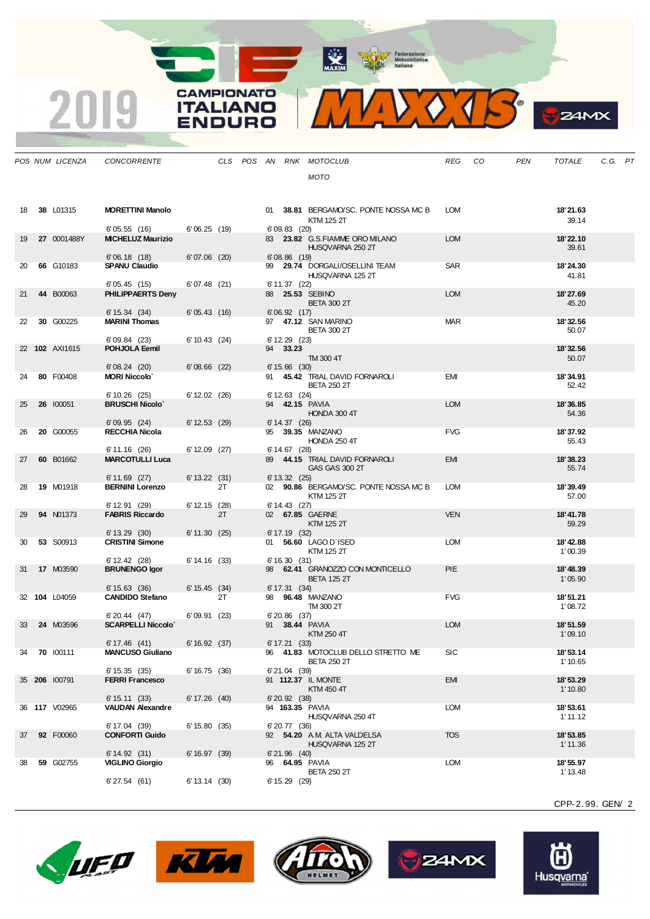# 2019 CAMPIONATO ITALIANO ENDURO MAXXIS

| POS | NUM | LICENZA | CONCORRENTE | CLS | POS | AN | RNK | MOTOCLUB / MOTO | REG | CO | PEN | TOTALE | C.G. | PT |
|---|---|---|---|---|---|---|---|---|---|---|---|---|---|---|
| 18 | **38** | L01315 | **MORETTINI Manolo** | | | 01 | **38.81** | BERGAMO/SC. PONTE NOSSA MC B / KTM 125 2T | LOM | | | **18'21.63** / 39.14 | | |
| | | | 6'05.55 (16) / 6'06.25 (19) / 6'09.83 (20) | | | | | | | | | | | |
| 19 | **27** | 0001488Y | **MICHELUZ Maurizio** | | | 83 | **23.82** | G.S.FIAMME ORO MILANO / HUSQVARNA 250 2T | LOM | | | **18'22.10** / 39.61 | | |
| | | | 6'06.18 (18) / 6'07.06 (20) / 6'08.86 (19) | | | | | | | | | | | |
| 20 | **66** | G10183 | **SPANU Claudio** | | | 99 | **29.74** | DORGALI/OSELLINI TEAM / HUSQVARNA 125 2T | SAR | | | **18'24.30** / 41.81 | | |
| | | | 6'05.45 (15) / 6'07.48 (21) / 6'11.37 (22) | | | | | | | | | | | |
| 21 | **44** | B00063 | **PHILIPPAERTS Deny** | | | 88 | **25.53** | SEBINO / BETA 300 2T | LOM | | | **18'27.69** / 45.20 | | |
| | | | 6'15.34 (34) / 6'05.43 (16) / 6'06.92 (17) | | | | | | | | | | | |
| 22 | **30** | G00225 | **MARINI Thomas** | | | 97 | **47.12** | SAN MARINO / BETA 300 2T | MAR | | | **18'32.56** / 50.07 | | |
| | | | 6'09.84 (23) / 6'10.43 (24) / 6'12.29 (23) | | | | | | | | | | | |
| 22 | **102** | AXI1615 | **POHJOLA Eemil** | | | 94 | **33.23** | TM 300 4T | | | | **18'32.56** / 50.07 | | |
| | | | 6'08.24 (20) / 6'08.66 (22) / 6'15.66 (30) | | | | | | | | | | | |
| 24 | **80** | F00408 | **MORI Niccolo`** | | | 91 | **45.42** | TRIAL DAVID FORNAROLI / BETA 250 2T | EMI | | | **18'34.91** / 52.42 | | |
| | | | 6'10.26 (25) / 6'12.02 (26) / 6'12.63 (24) | | | | | | | | | | | |
| 25 | **26** | I00051 | **BRUSCHI Nicolo`** | | | 94 | **42.15** | PAVIA / HONDA 300 4T | LOM | | | **18'36.85** / 54.36 | | |
| | | | 6'09.95 (24) / 6'12.53 (29) / 6'14.37 (26) | | | | | | | | | | | |
| 26 | **20** | G00055 | **RECCHIA Nicola** | | | 95 | **39.35** | MANZANO / HONDA 250 4T | FVG | | | **18'37.92** / 55.43 | | |
| | | | 6'11.16 (26) / 6'12.09 (27) / 6'14.67 (28) | | | | | | | | | | | |
| 27 | **60** | B01662 | **MARCOTULLI Luca** | | | 89 | **44.15** | TRIAL DAVID FORNAROLI / GAS GAS 300 2T | EMI | | | **18'38.23** / 55.74 | | |
| | | | 6'11.69 (27) / 6'13.22 (31) / 6'13.32 (25) | | | | | | | | | | | |
| 28 | **19** | M01918 | **BERNINI Lorenzo** | 2T | | 02 | **90.86** | BERGAMO/SC. PONTE NOSSA MC B / KTM 125 2T | LOM | | | **18'39.49** / 57.00 | | |
| | | | 6'12.91 (29) / 6'12.15 (28) / 6'14.43 (27) | | | | | | | | | | | |
| 29 | **94** | N01373 | **FABRIS Riccardo** | 2T | | 02 | **67.85** | GAERNE / KTM 125 2T | VEN | | | **18'41.78** / 59.29 | | |
| | | | 6'13.29 (30) / 6'11.30 (25) / 6'17.19 (32) | | | | | | | | | | | |
| 30 | **53** | S00913 | **CRISTINI Simone** | | | 01 | **56.60** | LAGO D`ISEO / KTM 125 2T | LOM | | | **18'42.88** / 1'00.39 | | |
| | | | 6'12.42 (28) / 6'14.16 (33) / 6'16.30 (31) | | | | | | | | | | | |
| 31 | **17** | M03590 | **BRUNENGO Igor** | | | 98 | **62.41** | GRANOZZO CON MONTICELLO / BETA 125 2T | PIE | | | **18'48.39** / 1'05.90 | | |
| | | | 6'15.63 (36) / 6'15.45 (34) / 6'17.31 (34) | | | | | | | | | | | |
| 32 | **104** | L04059 | **CANDIDO Stefano** | 2T | | 98 | **96.48** | MANZANO / TM 300 2T | FVG | | | **18'51.21** / 1'08.72 | | |
| | | | 6'20.44 (47) / 6'09.91 (23) / 6'20.86 (37) | | | | | | | | | | | |
| 33 | **24** | M03596 | **SCARPELLI Niccolo`** | | | 91 | **38.44** | PAVIA / KTM 250 4T | LOM | | | **18'51.59** / 1'09.10 | | |
| | | | 6'17.46 (41) / 6'16.92 (37) / 6'17.21 (33) | | | | | | | | | | | |
| 34 | **70** | I00111 | **MANCUSO Giuliano** | | | 96 | **41.83** | MOTOCLUB DELLO STRETTO ME / BETA 250 2T | SIC | | | **18'53.14** / 1'10.65 | | |
| | | | 6'15.35 (35) / 6'16.75 (36) / 6'21.04 (39) | | | | | | | | | | | |
| 35 | **206** | I00791 | **FERRI Francesco** | | | 91 | **112.37** | IL MONTE / KTM 450 4T | EMI | | | **18'53.29** / 1'10.80 | | |
| | | | 6'15.11 (33) / 6'17.26 (40) / 6'20.92 (38) | | | | | | | | | | | |
| 36 | **117** | V02965 | **VAUDAN Alexandre** | | | 94 | **163.35** | PAVIA / HUSQVARNA 250 4T | LOM | | | **18'53.61** / 1'11.12 | | |
| | | | 6'17.04 (39) / 6'15.80 (35) / 6'20.77 (36) | | | | | | | | | | | |
| 37 | **92** | F00060 | **CONFORTI Guido** | | | 92 | **54.20** | A.M. ALTA VALDELSA / HUSQVARNA 125 2T | TOS | | | **18'53.85** / 1'11.36 | | |
| | | | 6'14.92 (31) / 6'16.97 (39) / 6'21.96 (40) | | | | | | | | | | | |
| 38 | **59** | G02755 | **VIGLINO Giorgio** | | | 96 | **64.95** | PAVIA / BETA 250 2T | LOM | | | **18'55.97** / 1'13.48 | | |
| | | | 6'27.54 (61) / 6'13.14 (30) / 6'15.29 (29) | | | | | | | | | | | |

CPP-2.99. GEN/ 2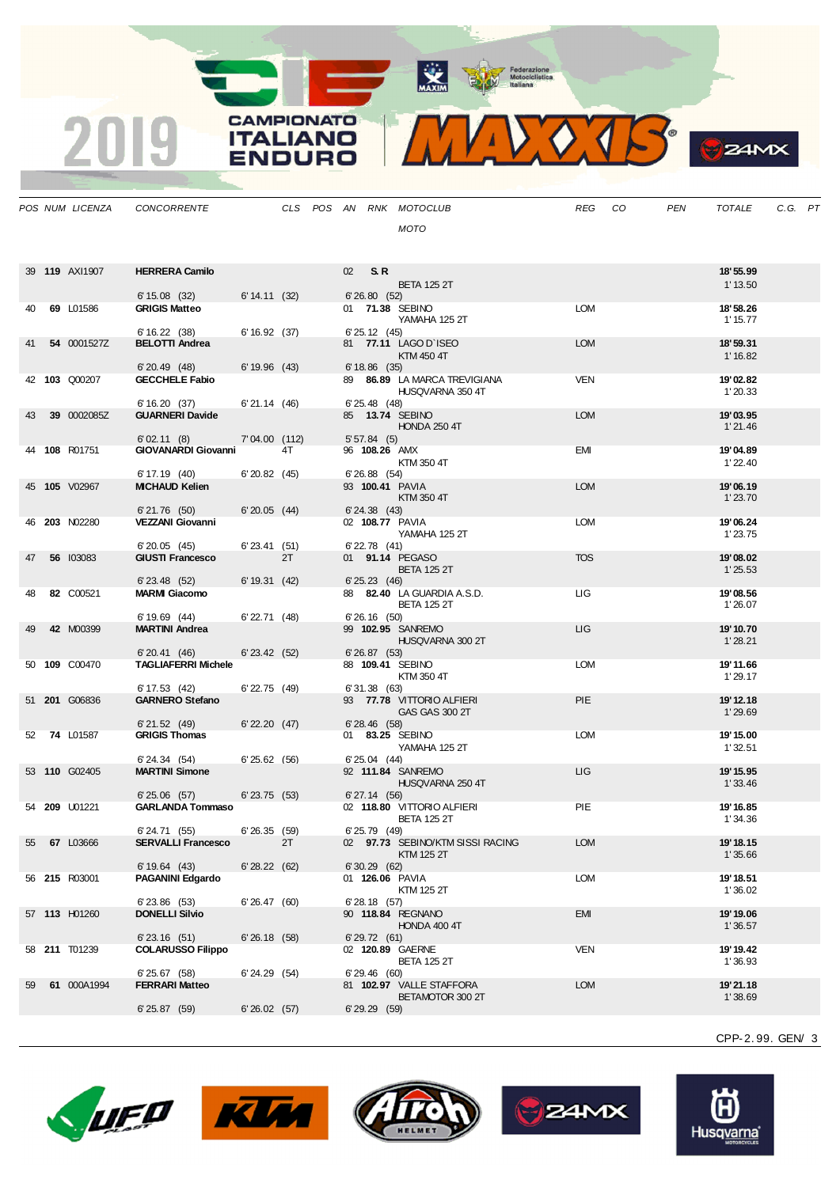# 2019 CAMPIONATO ITALIANO ENDURO

| POS | NUM | LICENZA | CONCORRENTE | CLS | POS | AN | RNK | MOTOCLUB / MOTO | REG | CO | PEN | TOTALE | C.G. | PT |
|---|---|---|---|---|---|---|---|---|---|---|---|---|---|---|
| 39 | **119** | AXI1907 | **HERRERA Camilo** | | | 02 | **S.R** | BETA 125 2T | | | | **18'55.99** 1'13.50 | | |
| | | | 6'15.08 (32) | 6'14.11 (32) | | 6'26.80 (52) | | | | | | | | |
| 40 | **69** | L01586 | **GRIGIS Matteo** | | | 01 | **71.38** | SEBINO YAMAHA 125 2T | LOM | | | **18'58.26** 1'15.77 | | |
| | | | 6'16.22 (38) | 6'16.92 (37) | | 6'25.12 (45) | | | | | | | | |
| 41 | **54** | 0001527Z | **BELOTTI Andrea** | | | 81 | **77.11** | LAGO D'ISEO KTM 450 4T | LOM | | | **18'59.31** 1'16.82 | | |
| | | | 6'20.49 (48) | 6'19.96 (43) | | 6'18.86 (35) | | | | | | | | |
| 42 | **103** | Q00207 | **GECCHELE Fabio** | | | 89 | **86.89** | LA MARCA TREVIGIANA HUSQVARNA 350 4T | VEN | | | **19'02.82** 1'20.33 | | |
| | | | 6'16.20 (37) | 6'21.14 (46) | | 6'25.48 (48) | | | | | | | | |
| 43 | **39** | 0002085Z | **GUARNERI Davide** | | | 85 | **13.74** | SEBINO HONDA 250 4T | LOM | | | **19'03.95** 1'21.46 | | |
| | | | 6'02.11 (8) | 7'04.00 (112) | | 5'57.84 (5) | | | | | | | | |
| 44 | **108** | R01751 | **GIOVANARDI Giovanni** | 4T | | 96 | **108.26** | AMX KTM 350 4T | EMI | | | **19'04.89** 1'22.40 | | |
| | | | 6'17.19 (40) | 6'20.82 (45) | | 6'26.88 (54) | | | | | | | | |
| 45 | **105** | V02967 | **MICHAUD Kelien** | | | 93 | **100.41** | PAVIA KTM 350 4T | LOM | | | **19'06.19** 1'23.70 | | |
| | | | 6'21.76 (50) | 6'20.05 (44) | | 6'24.38 (43) | | | | | | | | |
| 46 | **203** | N02280 | **VEZZANI Giovanni** | | | 02 | **108.77** | PAVIA YAMAHA 125 2T | LOM | | | **19'06.24** 1'23.75 | | |
| | | | 6'20.05 (45) | 6'23.41 (51) | | 6'22.78 (41) | | | | | | | | |
| 47 | **56** | I03083 | **GIUSTI Francesco** | 2T | | 01 | **91.14** | PEGASO BETA 125 2T | TOS | | | **19'08.02** 1'25.53 | | |
| | | | 6'23.48 (52) | 6'19.31 (42) | | 6'25.23 (46) | | | | | | | | |
| 48 | **82** | C00521 | **MARMI Giacomo** | | | 88 | **82.40** | LA GUARDIA A.S.D. BETA 125 2T | LIG | | | **19'08.56** 1'26.07 | | |
| | | | 6'19.69 (44) | 6'22.71 (48) | | 6'26.16 (50) | | | | | | | | |
| 49 | **42** | M00399 | **MARTINI Andrea** | | | 99 | **102.95** | SANREMO HUSQVARNA 300 2T | LIG | | | **19'10.70** 1'28.21 | | |
| | | | 6'20.41 (46) | 6'23.42 (52) | | 6'26.87 (53) | | | | | | | | |
| 50 | **109** | C00470 | **TAGLIAFERRI Michele** | | | 88 | **109.41** | SEBINO KTM 350 4T | LOM | | | **19'11.66** 1'29.17 | | |
| | | | 6'17.53 (42) | 6'22.75 (49) | | 6'31.38 (63) | | | | | | | | |
| 51 | **201** | G06836 | **GARNERO Stefano** | | | 93 | **77.78** | VITTORIO ALFIERI GAS GAS 300 2T | PIE | | | **19'12.18** 1'29.69 | | |
| | | | 6'21.52 (49) | 6'22.20 (47) | | 6'28.46 (58) | | | | | | | | |
| 52 | **74** | L01587 | **GRIGIS Thomas** | | | 01 | **83.25** | SEBINO YAMAHA 125 2T | LOM | | | **19'15.00** 1'32.51 | | |
| | | | 6'24.34 (54) | 6'25.62 (56) | | 6'25.04 (44) | | | | | | | | |
| 53 | **110** | G02405 | **MARTINI Simone** | | | 92 | **111.84** | SANREMO HUSQVARNA 250 4T | LIG | | | **19'15.95** 1'33.46 | | |
| | | | 6'25.06 (57) | 6'23.75 (53) | | 6'27.14 (56) | | | | | | | | |
| 54 | **209** | U01221 | **GARLANDA Tommaso** | | | 02 | **118.80** | VITTORIO ALFIERI BETA 125 2T | PIE | | | **19'16.85** 1'34.36 | | |
| | | | 6'24.71 (55) | 6'26.35 (59) | | 6'25.79 (49) | | | | | | | | |
| 55 | **67** | L03666 | **SERVALLI Francesco** | 2T | | 02 | **97.73** | SEBINO/KTM SISSI RACING KTM 125 2T | LOM | | | **19'18.15** 1'35.66 | | |
| | | | 6'19.64 (43) | 6'28.22 (62) | | 6'30.29 (62) | | | | | | | | |
| 56 | **215** | R03001 | **PAGANINI Edgardo** | | | 01 | **126.06** | PAVIA KTM 125 2T | LOM | | | **19'18.51** 1'36.02 | | |
| | | | 6'23.86 (53) | 6'26.47 (60) | | 6'28.18 (57) | | | | | | | | |
| 57 | **113** | H01260 | **DONELLI Silvio** | | | 90 | **118.84** | REGNANO HONDA 400 4T | EMI | | | **19'19.06** 1'36.57 | | |
| | | | 6'23.16 (51) | 6'26.18 (58) | | 6'29.72 (61) | | | | | | | | |
| 58 | **211** | T01239 | **COLARUSSO Filippo** | | | 02 | **120.89** | GAERNE BETA 125 2T | VEN | | | **19'19.42** 1'36.93 | | |
| | | | 6'25.67 (58) | 6'24.29 (54) | | 6'29.46 (60) | | | | | | | | |
| 59 | **61** | 000A1994 | **FERRARI Matteo** | | | 81 | **102.97** | VALLE STAFFORA BETAMOTOR 300 2T | LOM | | | **19'21.18** 1'38.69 | | |
| | | | 6'25.87 (59) | 6'26.02 (57) | | 6'29.29 (59) | | | | | | | | |

CPP-2.99. GEN/ 3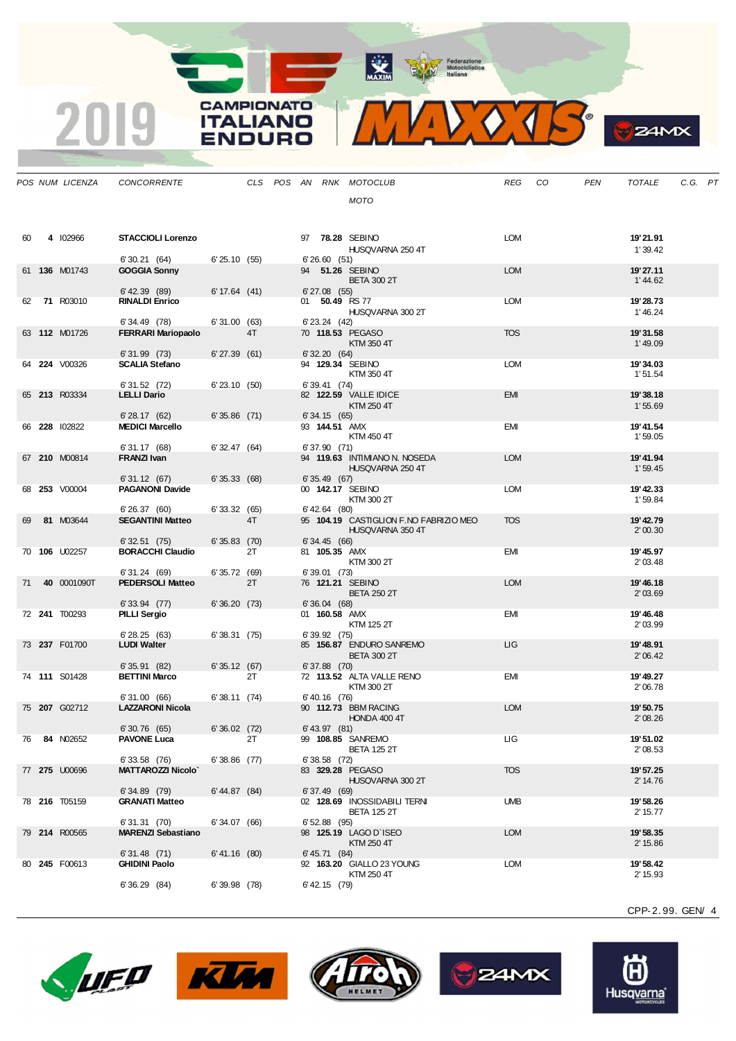| POS | NUM | LICENZA | CONCORRENTE | CLS | POS | AN | RNK | MOTOCLUB / MOTO | REG | CO | PEN | TOTALE | C.G. | PT |
|---|---|---|---|---|---|---|---|---|---|---|---|---|---|---|
| 60 | **4** | I02966 | **STACCIOLI Lorenzo** | | | 97 | **78.28** | SEBINO / HUSQVARNA 250 4T | LOM | | | **19'21.91** / 1'39.42 | | |
| | | | 6'30.21 (64) | 6'25.10 (55) | | 6'26.60 (51) | | | | | | | | |
| 61 | **136** | M01743 | **GOGGIA Sonny** | | | 94 | **51.26** | SEBINO / BETA 300 2T | LOM | | | **19'27.11** / 1'44.62 | | |
| | | | 6'42.39 (89) | 6'17.64 (41) | | 6'27.08 (55) | | | | | | | | |
| 62 | **71** | R03010 | **RINALDI Enrico** | | | 01 | **50.49** | RS 77 / HUSQVARNA 300 2T | LOM | | | **19'28.73** / 1'46.24 | | |
| | | | 6'34.49 (78) | 6'31.00 (63) | | 6'23.24 (42) | | | | | | | | |
| 63 | **112** | M01726 | **FERRARI Mariopaolo** | 4T | | 70 | **118.53** | PEGASO / KTM 350 4T | TOS | | | **19'31.58** / 1'49.09 | | |
| | | | 6'31.99 (73) | 6'27.39 (61) | | 6'32.20 (64) | | | | | | | | |
| 64 | **224** | V00326 | **SCALIA Stefano** | | | 94 | **129.34** | SEBINO / KTM 350 4T | LOM | | | **19'34.03** / 1'51.54 | | |
| | | | 6'31.52 (72) | 6'23.10 (50) | | 6'39.41 (74) | | | | | | | | |
| 65 | **213** | R03334 | **LELLI Dario** | | | 82 | **122.59** | VALLE IDICE / KTM 250 4T | EMI | | | **19'38.18** / 1'55.69 | | |
| | | | 6'28.17 (62) | 6'35.86 (71) | | 6'34.15 (65) | | | | | | | | |
| 66 | **228** | I02822 | **MEDICI Marcello** | | | 93 | **144.51** | AMX / KTM 450 4T | EMI | | | **19'41.54** / 1'59.05 | | |
| | | | 6'31.17 (68) | 6'32.47 (64) | | 6'37.90 (71) | | | | | | | | |
| 67 | **210** | M00814 | **FRANZI Ivan** | | | 94 | **119.63** | INTIMIANO N. NOSEDA / HUSQVARNA 250 4T | LOM | | | **19'41.94** / 1'59.45 | | |
| | | | 6'31.12 (67) | 6'35.33 (68) | | 6'35.49 (67) | | | | | | | | |
| 68 | **253** | V00004 | **PAGANONI Davide** | | | 00 | **142.17** | SEBINO / KTM 300 2T | LOM | | | **19'42.33** / 1'59.84 | | |
| | | | 6'26.37 (60) | 6'33.32 (65) | | 6'42.64 (80) | | | | | | | | |
| 69 | **81** | M03644 | **SEGANTINI Matteo** | 4T | | 95 | **104.19** | CASTIGLION F.NO FABRIZIO MEO / HUSQVARNA 350 4T | TOS | | | **19'42.79** / 2'00.30 | | |
| | | | 6'32.51 (75) | 6'35.83 (70) | | 6'34.45 (66) | | | | | | | | |
| 70 | **106** | U02257 | **BORACCHI Claudio** | 2T | | 81 | **105.35** | AMX / KTM 300 2T | EMI | | | **19'45.97** / 2'03.48 | | |
| | | | 6'31.24 (69) | 6'35.72 (69) | | 6'39.01 (73) | | | | | | | | |
| 71 | **40** | 0001090T | **PEDERSOLI Matteo** | 2T | | 76 | **121.21** | SEBINO / BETA 250 2T | LOM | | | **19'46.18** / 2'03.69 | | |
| | | | 6'33.94 (77) | 6'36.20 (73) | | 6'36.04 (68) | | | | | | | | |
| 72 | **241** | T00293 | **PILLI Sergio** | | | 01 | **160.58** | AMX / KTM 125 2T | EMI | | | **19'46.48** / 2'03.99 | | |
| | | | 6'28.25 (63) | 6'38.31 (75) | | 6'39.92 (75) | | | | | | | | |
| 73 | **237** | F01700 | **LUDI Walter** | | | 85 | **156.87** | ENDURO SANREMO / BETA 300 2T | LIG | | | **19'48.91** / 2'06.42 | | |
| | | | 6'35.91 (82) | 6'35.12 (67) | | 6'37.88 (70) | | | | | | | | |
| 74 | **111** | S01428 | **BETTINI Marco** | 2T | | 72 | **113.52** | ALTA VALLE RENO / KTM 300 2T | EMI | | | **19'49.27** / 2'06.78 | | |
| | | | 6'31.00 (66) | 6'38.11 (74) | | 6'40.16 (76) | | | | | | | | |
| 75 | **207** | G02712 | **LAZZARONI Nicola** | | | 90 | **112.73** | BBM RACING / HONDA 400 4T | LOM | | | **19'50.75** / 2'08.26 | | |
| | | | 6'30.76 (65) | 6'36.02 (72) | | 6'43.97 (81) | | | | | | | | |
| 76 | **84** | N02652 | **PAVONE Luca** | 2T | | 99 | **108.85** | SANREMO / BETA 125 2T | LIG | | | **19'51.02** / 2'08.53 | | |
| | | | 6'33.58 (76) | 6'38.86 (77) | | 6'38.58 (72) | | | | | | | | |
| 77 | **275** | U00696 | **MATTAROZZI Nicolo`** | | | 83 | **329.28** | PEGASO / HUSQVARNA 300 2T | TOS | | | **19'57.25** / 2'14.76 | | |
| | | | 6'34.89 (79) | 6'44.87 (84) | | 6'37.49 (69) | | | | | | | | |
| 78 | **216** | T05159 | **GRANATI Matteo** | | | 02 | **128.69** | INOSSIDABILI TERNI / BETA 125 2T | UMB | | | **19'58.26** / 2'15.77 | | |
| | | | 6'31.31 (70) | 6'34.07 (66) | | 6'52.88 (95) | | | | | | | | |
| 79 | **214** | R00565 | **MARENZI Sebastiano** | | | 98 | **125.19** | LAGO D`ISEO / KTM 250 4T | LOM | | | **19'58.35** / 2'15.86 | | |
| | | | 6'31.48 (71) | 6'41.16 (80) | | 6'45.71 (84) | | | | | | | | |
| 80 | **245** | F00613 | **GHIDINI Paolo** | | | 92 | **163.20** | GIALLO 23 YOUNG / KTM 250 4T | LOM | | | **19'58.42** / 2'15.93 | | |
| | | | 6'36.29 (84) | 6'39.98 (78) | | 6'42.15 (79) | | | | | | | | |

CPP-2.99. GEN/ 4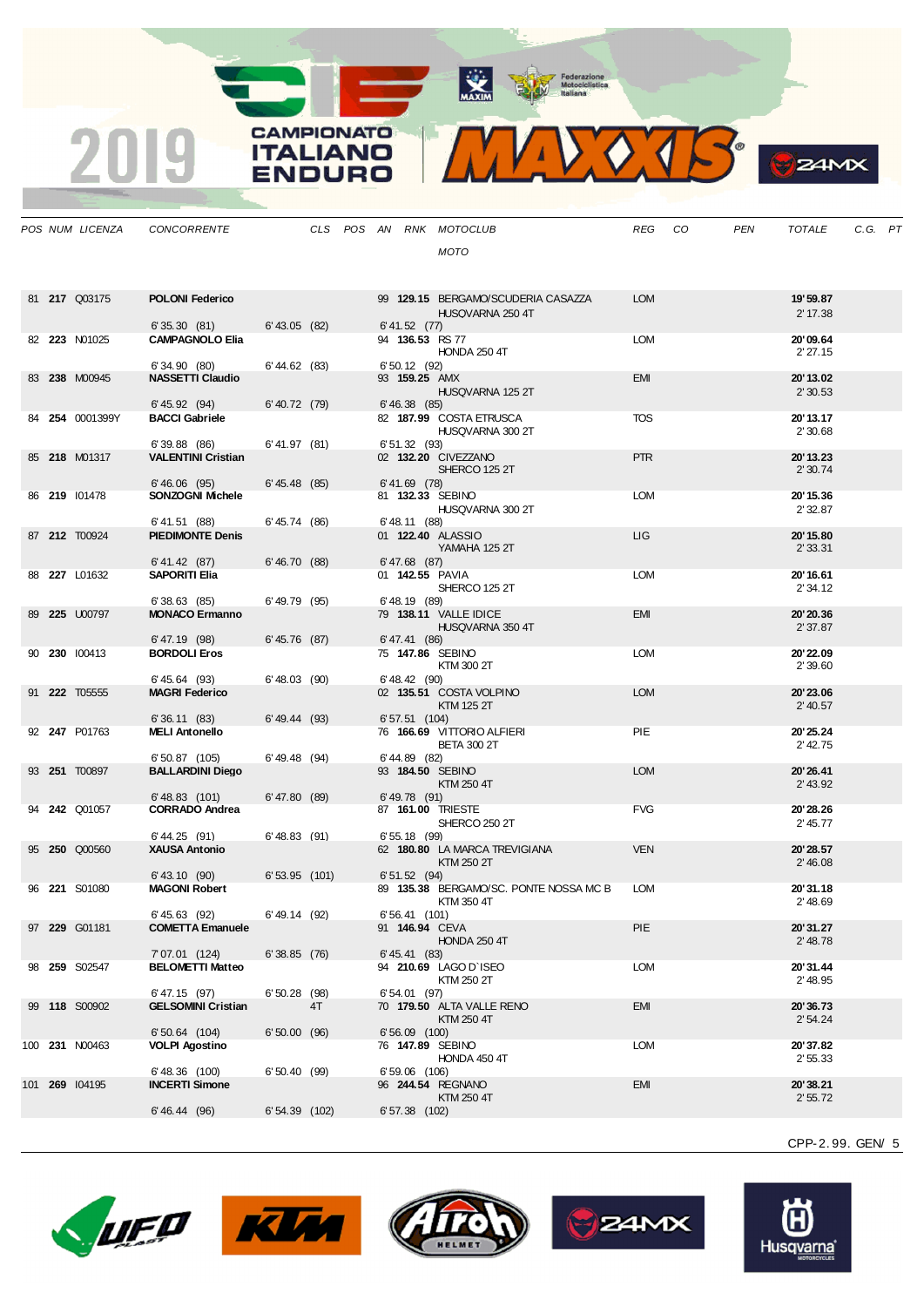| POS | NUM | LICENZA | CONCORRENTE | CLS | POS | AN | RNK | MOTOCLUB / MOTO | REG | CO | PEN | TOTALE | C.G. | PT |
|---|---|---|---|---|---|---|---|---|---|---|---|---|---|---|
| 81 | **217** | Q03175 | **POLONI Federico** | | | 99 | **129.15** | BERGAMO/SCUDERIA CASAZZA / HUSQVARNA 250 4T | LOM | | | **19'59.87** / 2'17.38 | | |
| | | | 6'35.30 (81) · 6'43.05 (82) · 6'41.52 (77) | | | | | | | | | | | |
| 82 | **223** | N01025 | **CAMPAGNOLO Elia** | | | 94 | **136.53** | RS 77 / HONDA 250 4T | LOM | | | **20'09.64** / 2'27.15 | | |
| | | | 6'34.90 (80) · 6'44.62 (83) · 6'50.12 (92) | | | | | | | | | | | |
| 83 | **238** | M00945 | **NASSETTI Claudio** | | | 93 | **159.25** | AMX / HUSQVARNA 125 2T | EMI | | | **20'13.02** / 2'30.53 | | |
| | | | 6'45.92 (94) · 6'40.72 (79) · 6'46.38 (85) | | | | | | | | | | | |
| 84 | **254** | 0001399Y | **BACCI Gabriele** | | | 82 | **187.99** | COSTA ETRUSCA / HUSQVARNA 300 2T | TOS | | | **20'13.17** / 2'30.68 | | |
| | | | 6'39.88 (86) · 6'41.97 (81) · 6'51.32 (93) | | | | | | | | | | | |
| 85 | **218** | M01317 | **VALENTINI Cristian** | | | 02 | **132.20** | CIVEZZANO / SHERCO 125 2T | PTR | | | **20'13.23** / 2'30.74 | | |
| | | | 6'46.06 (95) · 6'45.48 (85) · 6'41.69 (78) | | | | | | | | | | | |
| 86 | **219** | I01478 | **SONZOGNI Michele** | | | 81 | **132.33** | SEBINO / HUSQVARNA 300 2T | LOM | | | **20'15.36** / 2'32.87 | | |
| | | | 6'41.51 (88) · 6'45.74 (86) · 6'48.11 (88) | | | | | | | | | | | |
| 87 | **212** | T00924 | **PIEDIMONTE Denis** | | | 01 | **122.40** | ALASSIO / YAMAHA 125 2T | LIG | | | **20'15.80** / 2'33.31 | | |
| | | | 6'41.42 (87) · 6'46.70 (88) · 6'47.68 (87) | | | | | | | | | | | |
| 88 | **227** | L01632 | **SAPORITI Elia** | | | 01 | **142.55** | PAVIA / SHERCO 125 2T | LOM | | | **20'16.61** / 2'34.12 | | |
| | | | 6'38.63 (85) · 6'49.79 (95) · 6'48.19 (89) | | | | | | | | | | | |
| 89 | **225** | U00797 | **MONACO Ermanno** | | | 79 | **138.11** | VALLE IDICE / HUSQVARNA 350 4T | EMI | | | **20'20.36** / 2'37.87 | | |
| | | | 6'47.19 (98) · 6'45.76 (87) · 6'47.41 (86) | | | | | | | | | | | |
| 90 | **230** | I00413 | **BORDOLI Eros** | | | 75 | **147.86** | SEBINO / KTM 300 2T | LOM | | | **20'22.09** / 2'39.60 | | |
| | | | 6'45.64 (93) · 6'48.03 (90) · 6'48.42 (90) | | | | | | | | | | | |
| 91 | **222** | T05555 | **MAGRI Federico** | | | 02 | **135.51** | COSTA VOLPINO / KTM 125 2T | LOM | | | **20'23.06** / 2'40.57 | | |
| | | | 6'36.11 (83) · 6'49.44 (93) · 6'57.51 (104) | | | | | | | | | | | |
| 92 | **247** | P01763 | **MELI Antonello** | | | 76 | **166.69** | VITTORIO ALFIERI / BETA 300 2T | PIE | | | **20'25.24** / 2'42.75 | | |
| | | | 6'50.87 (105) · 6'49.48 (94) · 6'44.89 (82) | | | | | | | | | | | |
| 93 | **251** | T00897 | **BALLARDINI Diego** | | | 93 | **184.50** | SEBINO / KTM 250 4T | LOM | | | **20'26.41** / 2'43.92 | | |
| | | | 6'48.83 (101) · 6'47.80 (89) · 6'49.78 (91) | | | | | | | | | | | |
| 94 | **242** | Q01057 | **CORRADO Andrea** | | | 87 | **161.00** | TRIESTE / SHERCO 250 2T | FVG | | | **20'28.26** / 2'45.77 | | |
| | | | 6'44.25 (91) · 6'48.83 (91) · 6'55.18 (99) | | | | | | | | | | | |
| 95 | **250** | Q00560 | **XAUSA Antonio** | | | 62 | **180.80** | LA MARCA TREVIGIANA / KTM 250 2T | VEN | | | **20'28.57** / 2'46.08 | | |
| | | | 6'43.10 (90) · 6'53.95 (101) · 6'51.52 (94) | | | | | | | | | | | |
| 96 | **221** | S01080 | **MAGONI Robert** | | | 89 | **135.38** | BERGAMO/SC. PONTE NOSSA MC B / KTM 350 4T | LOM | | | **20'31.18** / 2'48.69 | | |
| | | | 6'45.63 (92) · 6'49.14 (92) · 6'56.41 (101) | | | | | | | | | | | |
| 97 | **229** | G01181 | **COMETTA Emanuele** | | | 91 | **146.94** | CEVA / HONDA 250 4T | PIE | | | **20'31.27** / 2'48.78 | | |
| | | | 7'07.01 (124) · 6'38.85 (76) · 6'45.41 (83) | | | | | | | | | | | |
| 98 | **259** | S02547 | **BELOMETTI Matteo** | | | 94 | **210.69** | LAGO D`ISEO / KTM 250 2T | LOM | | | **20'31.44** / 2'48.95 | | |
| | | | 6'47.15 (97) · 6'50.28 (98) · 6'54.01 (97) | | | | | | | | | | | |
| 99 | **118** | S00902 | **GELSOMINI Cristian** | | 4T | 70 | **179.50** | ALTA VALLE RENO / KTM 250 4T | EMI | | | **20'36.73** / 2'54.24 | | |
| | | | 6'50.64 (104) · 6'50.00 (96) · 6'56.09 (100) | | | | | | | | | | | |
| 100 | **231** | N00463 | **VOLPI Agostino** | | | 76 | **147.89** | SEBINO / HONDA 450 4T | LOM | | | **20'37.82** / 2'55.33 | | |
| | | | 6'48.36 (100) · 6'50.40 (99) · 6'59.06 (106) | | | | | | | | | | | |
| 101 | **269** | I04195 | **INCERTI Simone** | | | 96 | **244.54** | REGNANO / KTM 250 4T | EMI | | | **20'38.21** / 2'55.72 | | |
| | | | 6'46.44 (96) · 6'54.39 (102) · 6'57.38 (102) | | | | | | | | | | | |

CPP-2.99. GEN/ 5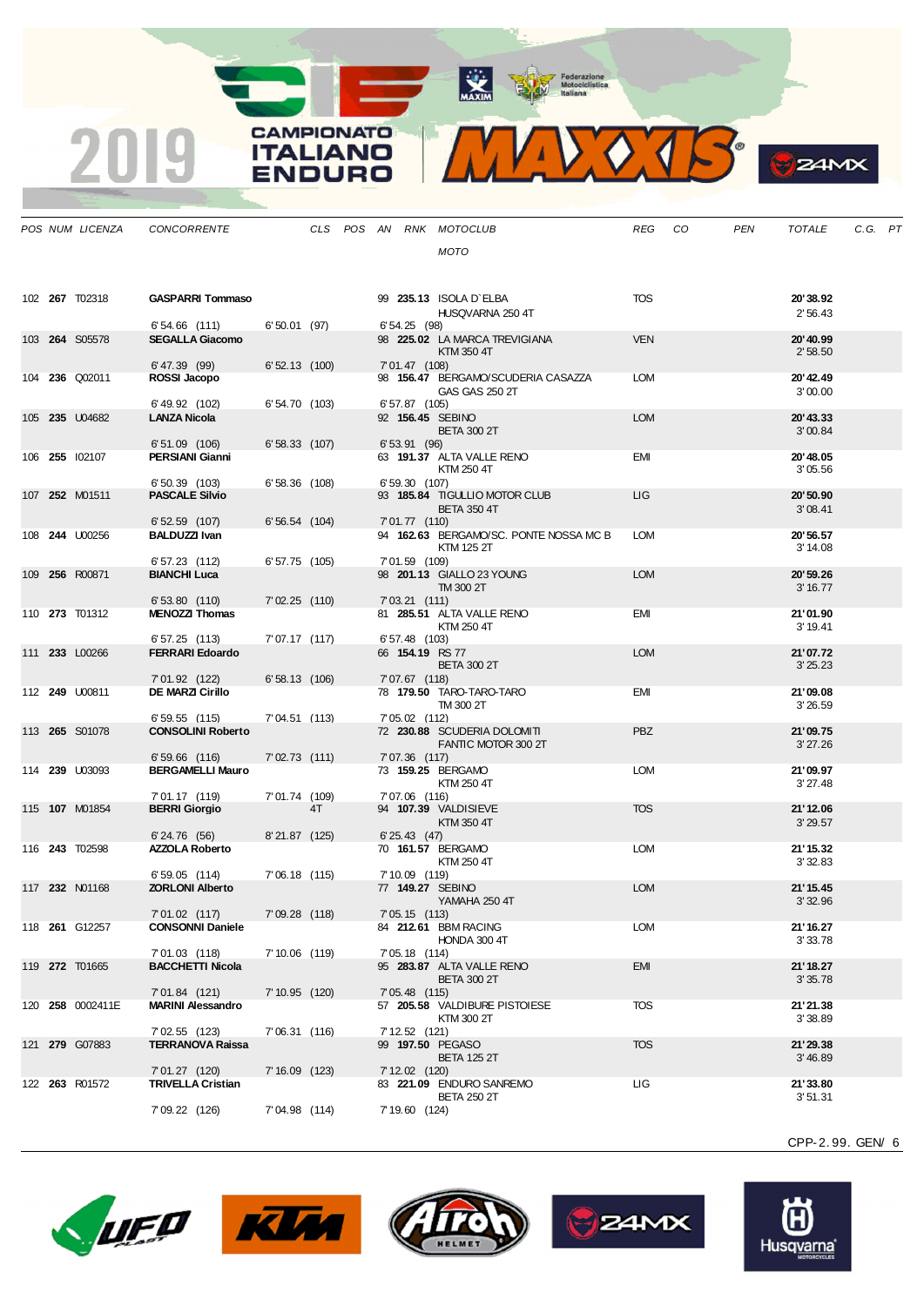| POS | NUM | LICENZA | CONCORRENTE | CLS | POS | AN | RNK | MOTOCLUB / MOTO | REG | CO | PEN | TOTALE | C.G. | PT |
|---|---|---|---|---|---|---|---|---|---|---|---|---|---|---|
| 102 | **267** | T02318 | **GASPARRI Tommaso** | | | 99 | **235.13** | ISOLA D`ELBA<br>HUSQVARNA 250 4T | TOS | | | **20'38.92**<br>2'56.43 | | |
| | | | 6'54.66 (111) | 6'50.01 (97) | | 6'54.25 (98) | | | | | | | | |
| 103 | **264** | S05578 | **SEGALLA Giacomo** | | | 98 | **225.02** | LA MARCA TREVIGIANA<br>KTM 350 4T | VEN | | | **20'40.99**<br>2'58.50 | | |
| | | | 6'47.39 (99) | 6'52.13 (100) | | 7'01.47 (108) | | | | | | | | |
| 104 | **236** | Q02011 | **ROSSI Jacopo** | | | 98 | **156.47** | BERGAMO/SCUDERIA CASAZZA<br>GAS GAS 250 2T | LOM | | | **20'42.49**<br>3'00.00 | | |
| | | | 6'49.92 (102) | 6'54.70 (103) | | 6'57.87 (105) | | | | | | | | |
| 105 | **235** | U04682 | **LANZA Nicola** | | | 92 | **156.45** | SEBINO<br>BETA 300 2T | LOM | | | **20'43.33**<br>3'00.84 | | |
| | | | 6'51.09 (106) | 6'58.33 (107) | | 6'53.91 (96) | | | | | | | | |
| 106 | **255** | I02107 | **PERSIANI Gianni** | | | 63 | **191.37** | ALTA VALLE RENO<br>KTM 250 4T | EMI | | | **20'48.05**<br>3'05.56 | | |
| | | | 6'50.39 (103) | 6'58.36 (108) | | 6'59.30 (107) | | | | | | | | |
| 107 | **252** | M01511 | **PASCALE Silvio** | | | 93 | **185.84** | TIGULLIO MOTOR CLUB<br>BETA 350 4T | LIG | | | **20'50.90**<br>3'08.41 | | |
| | | | 6'52.59 (107) | 6'56.54 (104) | | 7'01.77 (110) | | | | | | | | |
| 108 | **244** | U00256 | **BALDUZZI Ivan** | | | 94 | **162.63** | BERGAMO/SC. PONTE NOSSA MC B<br>KTM 125 2T | LOM | | | **20'56.57**<br>3'14.08 | | |
| | | | 6'57.23 (112) | 6'57.75 (105) | | 7'01.59 (109) | | | | | | | | |
| 109 | **256** | R00871 | **BIANCHI Luca** | | | 98 | **201.13** | GIALLO 23 YOUNG<br>TM 300 2T | LOM | | | **20'59.26**<br>3'16.77 | | |
| | | | 6'53.80 (110) | 7'02.25 (110) | | 7'03.21 (111) | | | | | | | | |
| 110 | **273** | T01312 | **MENOZZI Thomas** | | | 81 | **285.51** | ALTA VALLE RENO<br>KTM 250 4T | EMI | | | **21'01.90**<br>3'19.41 | | |
| | | | 6'57.25 (113) | 7'07.17 (117) | | 6'57.48 (103) | | | | | | | | |
| 111 | **233** | L00266 | **FERRARI Edoardo** | | | 66 | **154.19** | RS 77<br>BETA 300 2T | LOM | | | **21'07.72**<br>3'25.23 | | |
| | | | 7'01.92 (122) | 6'58.13 (106) | | 7'07.67 (118) | | | | | | | | |
| 112 | **249** | U00811 | **DE MARZI Cirillo** | | | 78 | **179.50** | TARO-TARO-TARO<br>TM 300 2T | EMI | | | **21'09.08**<br>3'26.59 | | |
| | | | 6'59.55 (115) | 7'04.51 (113) | | 7'05.02 (112) | | | | | | | | |
| 113 | **265** | S01078 | **CONSOLINI Roberto** | | | 72 | **230.88** | SCUDERIA DOLOMITI<br>FANTIC MOTOR 300 2T | PBZ | | | **21'09.75**<br>3'27.26 | | |
| | | | 6'59.66 (116) | 7'02.73 (111) | | 7'07.36 (117) | | | | | | | | |
| 114 | **239** | U03093 | **BERGAMELLI Mauro** | | | 73 | **159.25** | BERGAMO<br>KTM 250 4T | LOM | | | **21'09.97**<br>3'27.48 | | |
| | | | 7'01.17 (119) | 7'01.74 (109) | | 7'07.06 (116) | | | | | | | | |
| 115 | **107** | M01854 | **BERRI Giorgio** | 4T | | 94 | **107.39** | VALDISIEVE<br>KTM 350 4T | TOS | | | **21'12.06**<br>3'29.57 | | |
| | | | 6'24.76 (56) | 8'21.87 (125) | | 6'25.43 (47) | | | | | | | | |
| 116 | **243** | T02598 | **AZZOLA Roberto** | | | 70 | **161.57** | BERGAMO<br>KTM 250 4T | LOM | | | **21'15.32**<br>3'32.83 | | |
| | | | 6'59.05 (114) | 7'06.18 (115) | | 7'10.09 (119) | | | | | | | | |
| 117 | **232** | N01168 | **ZORLONI Alberto** | | | 77 | **149.27** | SEBINO<br>YAMAHA 250 4T | LOM | | | **21'15.45**<br>3'32.96 | | |
| | | | 7'01.02 (117) | 7'09.28 (118) | | 7'05.15 (113) | | | | | | | | |
| 118 | **261** | G12257 | **CONSONNI Daniele** | | | 84 | **212.61** | BBM RACING<br>HONDA 300 4T | LOM | | | **21'16.27**<br>3'33.78 | | |
| | | | 7'01.03 (118) | 7'10.06 (119) | | 7'05.18 (114) | | | | | | | | |
| 119 | **272** | T01665 | **BACCHETTI Nicola** | | | 95 | **283.87** | ALTA VALLE RENO<br>BETA 300 2T | EMI | | | **21'18.27**<br>3'35.78 | | |
| | | | 7'01.84 (121) | 7'10.95 (120) | | 7'05.48 (115) | | | | | | | | |
| 120 | **258** | 0002411E | **MARINI Alessandro** | | | 57 | **205.58** | VALDIBURE PISTOIESE<br>KTM 300 2T | TOS | | | **21'21.38**<br>3'38.89 | | |
| | | | 7'02.55 (123) | 7'06.31 (116) | | 7'12.52 (121) | | | | | | | | |
| 121 | **279** | G07883 | **TERRANOVA Raissa** | | | 99 | **197.50** | PEGASO<br>BETA 125 2T | TOS | | | **21'29.38**<br>3'46.89 | | |
| | | | 7'01.27 (120) | 7'16.09 (123) | | 7'12.02 (120) | | | | | | | | |
| 122 | **263** | R01572 | **TRIVELLA Cristian** | | | 83 | **221.09** | ENDURO SANREMO<br>BETA 250 2T | LIG | | | **21'33.80**<br>3'51.31 | | |
| | | | 7'09.22 (126) | 7'04.98 (114) | | 7'19.60 (124) | | | | | | | | |

CPP-2.99. GEN/ 6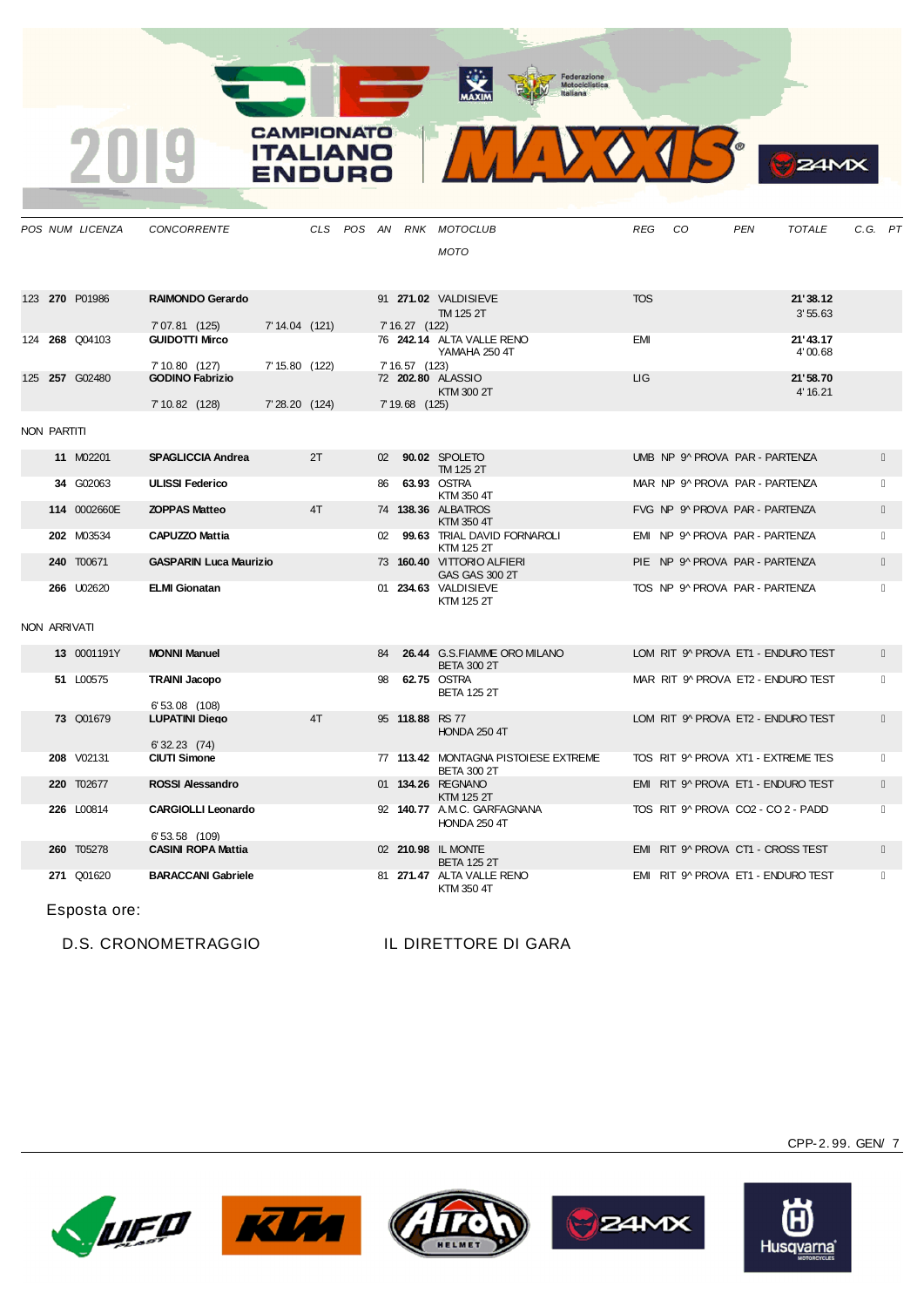| POS | NUM | LICENZA | CONCORRENTE | CLS | POS | AN | RNK | MOTOCLUB / MOTO | REG | CO | PEN | TOTALE | C.G. | PT |
|---|---|---|---|---|---|---|---|---|---|---|---|---|---|---|
| 123 | **270** | P01986 | **RAIMONDO Gerardo** | | | 91 | **271.02** | VALDISIEVE / TM 125 2T | TOS | | | **21' 38.12** / 3' 55.63 | | |
| | | | 7' 07.81 (125) | 7' 14.04 (121) | | 7' 16.27 (122) | | | | | | | | |
| 124 | **268** | Q04103 | **GUIDOTTI Mirco** | | | 76 | **242.14** | ALTA VALLE RENO / YAMAHA 250 4T | EMI | | | **21' 43.17** / 4' 00.68 | | |
| | | | 7' 10.80 (127) | 7' 15.80 (122) | | 7' 16.57 (123) | | | | | | | | |
| 125 | **257** | G02480 | **GODINO Fabrizio** | | | 72 | **202.80** | ALASSIO / KTM 300 2T | LIG | | | **21' 58.70** / 4' 16.21 | | |
| | | | 7' 10.82 (128) | 7' 28.20 (124) | | 7' 19.68 (125) | | | | | | | | |

NON PARTITI

| POS | NUM | LICENZA | CONCORRENTE | CLS | POS | AN | RNK | MOTOCLUB / MOTO | REG | CO | PEN | TOTALE | C.G. | PT |
|---|---|---|---|---|---|---|---|---|---|---|---|---|---|---|
| | **11** | M02201 | **SPAGLICCIA Andrea** | 2T | | 02 | **90.02** | SPOLETO / TM 125 2T | UMB | NP | 9^ PROVA | PAR - PARTENZA | | |
| | **34** | G02063 | **ULISSI Federico** | | | 86 | **63.93** | OSTRA / KTM 350 4T | MAR | NP | 9^ PROVA | PAR - PARTENZA | | |
| | **114** | 0002660E | **ZOPPAS Matteo** | 4T | | 74 | **138.36** | ALBATROS / KTM 350 4T | FVG | NP | 9^ PROVA | PAR - PARTENZA | | |
| | **202** | M03534 | **CAPUZZO Mattia** | | | 02 | **99.63** | TRIAL DAVID FORNAROLI / KTM 125 2T | EMI | NP | 9^ PROVA | PAR - PARTENZA | | |
| | **240** | T00671 | **GASPARIN Luca Maurizio** | | | 73 | **160.40** | VITTORIO ALFIERI / GAS GAS 300 2T | PIE | NP | 9^ PROVA | PAR - PARTENZA | | |
| | **266** | U02620 | **ELMI Gionatan** | | | 01 | **234.63** | VALDISIEVE / KTM 125 2T | TOS | NP | 9^ PROVA | PAR - PARTENZA | | |

NON ARRIVATI

| POS | NUM | LICENZA | CONCORRENTE | CLS | POS | AN | RNK | MOTOCLUB / MOTO | REG | CO | PEN | TOTALE | C.G. | PT |
|---|---|---|---|---|---|---|---|---|---|---|---|---|---|---|
| | **13** | 0001191Y | **MONNI Manuel** | | | 84 | **26.44** | G.S.FIAMME ORO MILANO / BETA 300 2T | LOM | RIT | 9^ PROVA | ET1 - ENDURO TEST | | |
| | **51** | L00575 | **TRAINI Jacopo** | | | 98 | **62.75** | OSTRA / BETA 125 2T | MAR | RIT | 9^ PROVA | ET2 - ENDURO TEST | | |
| | | | 6' 53.08 (108) | | | | | | | | | | | |
| | **73** | Q01679 | **LUPATINI Diego** | 4T | | 95 | **118.88** | RS 77 / HONDA 250 4T | LOM | RIT | 9^ PROVA | ET2 - ENDURO TEST | | |
| | | | 6' 32.23 (74) | | | | | | | | | | | |
| | **208** | V02131 | **CIUTI Simone** | | | 77 | **113.42** | MONTAGNA PISTOIESE EXTREME / BETA 300 2T | TOS | RIT | 9^ PROVA | XT1 - EXTREME TES | | |
| | **220** | T02677 | **ROSSI Alessandro** | | | 01 | **134.26** | REGNANO / KTM 125 2T | EMI | RIT | 9^ PROVA | ET1 - ENDURO TEST | | |
| | **226** | L00814 | **CARGIOLLI Leonardo** | | | 92 | **140.77** | A.M.C. GARFAGNANA / HONDA 250 4T | TOS | RIT | 9^ PROVA | CO2 - CO 2 - PADD | | |
| | | | 6' 53.58 (109) | | | | | | | | | | | |
| | **260** | T05278 | **CASINI ROPA Mattia** | | | 02 | **210.98** | IL MONTE / BETA 125 2T | EMI | RIT | 9^ PROVA | CT1 - CROSS TEST | | |
| | **271** | Q01620 | **BARACCANI Gabriele** | | | 81 | **271.47** | ALTA VALLE RENO / KTM 350 4T | EMI | RIT | 9^ PROVA | ET1 - ENDURO TEST | | |

Esposta ore:

D.S. CRONOMETRAGGIO

IL DIRETTORE DI GARA

CPP-2.99. GEN/ 7